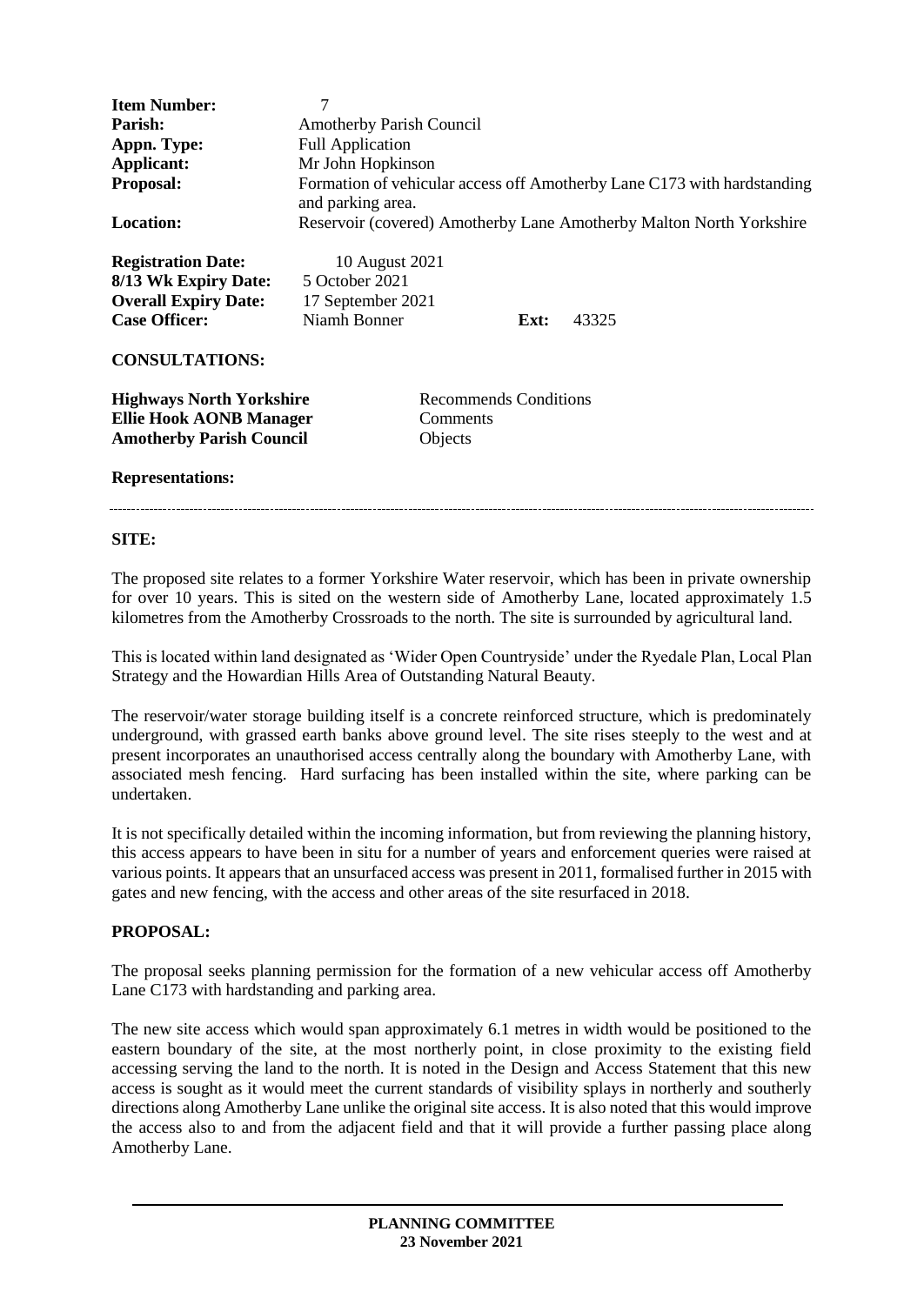| | |
|---|---|
| **Item Number:** | 7 |
| **Parish:** | Amotherby Parish Council |
| **Appn. Type:** | Full Application |
| **Applicant:** | Mr John Hopkinson |
| **Proposal:** | Formation of vehicular access off Amotherby Lane C173 with hardstanding and parking area. |
| **Location:** | Reservoir (covered) Amotherby Lane Amotherby Malton North Yorkshire |

| | | | |
|---|---|---|---|
| **Registration Date:** | 10 August 2021 | | |
| **8/13 Wk Expiry Date:** | 5 October 2021 | | |
| **Overall Expiry Date:** | 17 September 2021 | | |
| **Case Officer:** | Niamh Bonner | **Ext:** | 43325 |

**CONSULTATIONS:**

| | |
|---|---|
| **Highways North Yorkshire** | Recommends Conditions |
| **Ellie Hook AONB Manager** | Comments |
| **Amotherby Parish Council** | Objects |

**Representations:**

---

**SITE:**

The proposed site relates to a former Yorkshire Water reservoir, which has been in private ownership for over 10 years. This is sited on the western side of Amotherby Lane, located approximately 1.5 kilometres from the Amotherby Crossroads to the north. The site is surrounded by agricultural land.

This is located within land designated as 'Wider Open Countryside' under the Ryedale Plan, Local Plan Strategy and the Howardian Hills Area of Outstanding Natural Beauty.

The reservoir/water storage building itself is a concrete reinforced structure, which is predominately underground, with grassed earth banks above ground level. The site rises steeply to the west and at present incorporates an unauthorised access centrally along the boundary with Amotherby Lane, with associated mesh fencing. Hard surfacing has been installed within the site, where parking can be undertaken.

It is not specifically detailed within the incoming information, but from reviewing the planning history, this access appears to have been in situ for a number of years and enforcement queries were raised at various points. It appears that an unsurfaced access was present in 2011, formalised further in 2015 with gates and new fencing, with the access and other areas of the site resurfaced in 2018.

**PROPOSAL:**

The proposal seeks planning permission for the formation of a new vehicular access off Amotherby Lane C173 with hardstanding and parking area.

The new site access which would span approximately 6.1 metres in width would be positioned to the eastern boundary of the site, at the most northerly point, in close proximity to the existing field accessing serving the land to the north. It is noted in the Design and Access Statement that this new access is sought as it would meet the current standards of visibility splays in northerly and southerly directions along Amotherby Lane unlike the original site access. It is also noted that this would improve the access also to and from the adjacent field and that it will provide a further passing place along Amotherby Lane.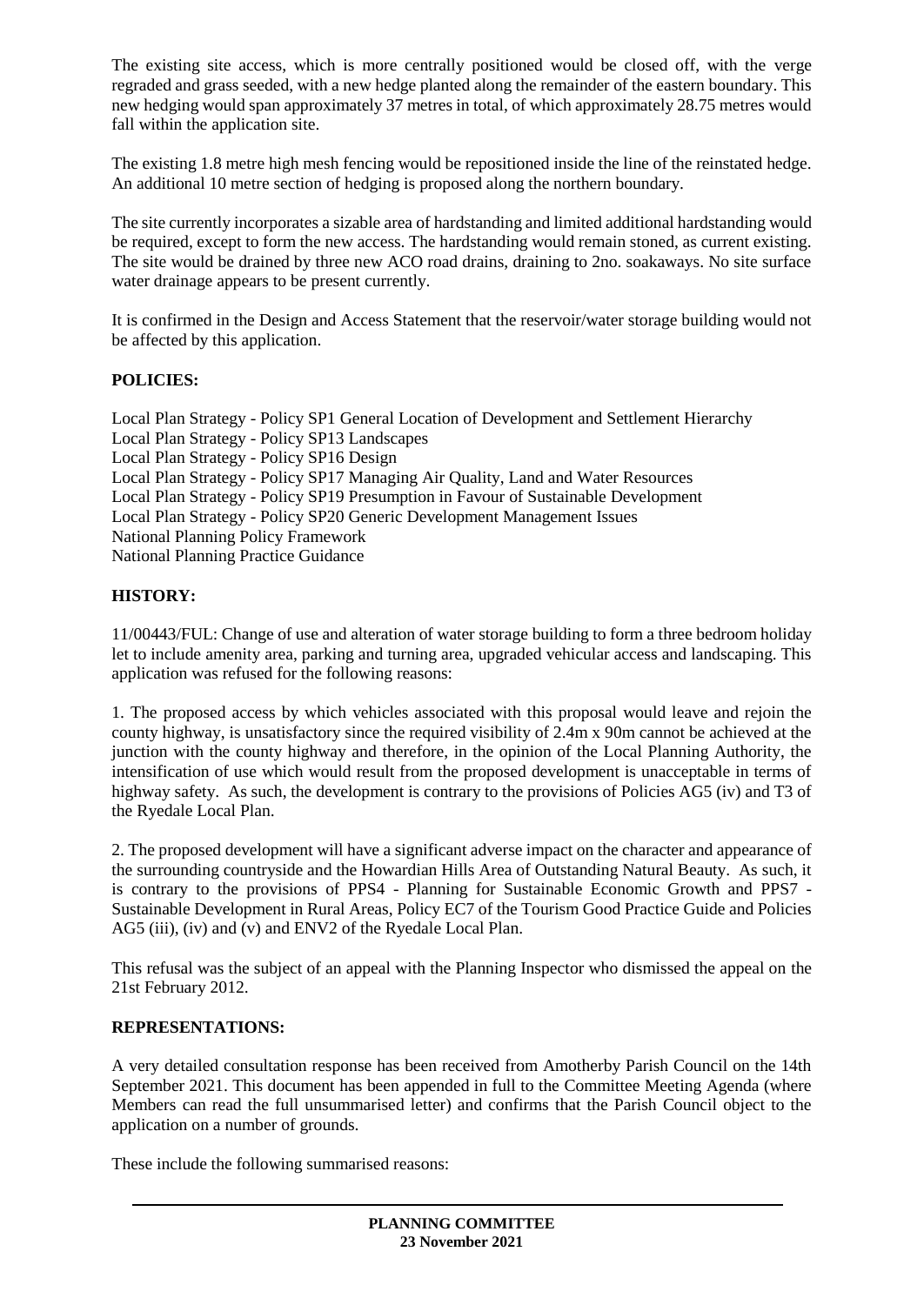The existing site access, which is more centrally positioned would be closed off, with the verge regraded and grass seeded, with a new hedge planted along the remainder of the eastern boundary. This new hedging would span approximately 37 metres in total, of which approximately 28.75 metres would fall within the application site.

The existing 1.8 metre high mesh fencing would be repositioned inside the line of the reinstated hedge. An additional 10 metre section of hedging is proposed along the northern boundary.

The site currently incorporates a sizable area of hardstanding and limited additional hardstanding would be required, except to form the new access. The hardstanding would remain stoned, as current existing. The site would be drained by three new ACO road drains, draining to 2no. soakaways. No site surface water drainage appears to be present currently.

It is confirmed in the Design and Access Statement that the reservoir/water storage building would not be affected by this application.

## POLICIES:

Local Plan Strategy - Policy SP1 General Location of Development and Settlement Hierarchy
Local Plan Strategy - Policy SP13 Landscapes
Local Plan Strategy - Policy SP16 Design
Local Plan Strategy - Policy SP17 Managing Air Quality, Land and Water Resources
Local Plan Strategy - Policy SP19 Presumption in Favour of Sustainable Development
Local Plan Strategy - Policy SP20 Generic Development Management Issues
National Planning Policy Framework
National Planning Practice Guidance

## HISTORY:

11/00443/FUL: Change of use and alteration of water storage building to form a three bedroom holiday let to include amenity area, parking and turning area, upgraded vehicular access and landscaping. This application was refused for the following reasons:

1. The proposed access by which vehicles associated with this proposal would leave and rejoin the county highway, is unsatisfactory since the required visibility of 2.4m x 90m cannot be achieved at the junction with the county highway and therefore, in the opinion of the Local Planning Authority, the intensification of use which would result from the proposed development is unacceptable in terms of highway safety. As such, the development is contrary to the provisions of Policies AG5 (iv) and T3 of the Ryedale Local Plan.

2. The proposed development will have a significant adverse impact on the character and appearance of the surrounding countryside and the Howardian Hills Area of Outstanding Natural Beauty. As such, it is contrary to the provisions of PPS4 - Planning for Sustainable Economic Growth and PPS7 - Sustainable Development in Rural Areas, Policy EC7 of the Tourism Good Practice Guide and Policies AG5 (iii), (iv) and (v) and ENV2 of the Ryedale Local Plan.

This refusal was the subject of an appeal with the Planning Inspector who dismissed the appeal on the 21st February 2012.

## REPRESENTATIONS:

A very detailed consultation response has been received from Amotherby Parish Council on the 14th September 2021. This document has been appended in full to the Committee Meeting Agenda (where Members can read the full unsummarised letter) and confirms that the Parish Council object to the application on a number of grounds.

These include the following summarised reasons: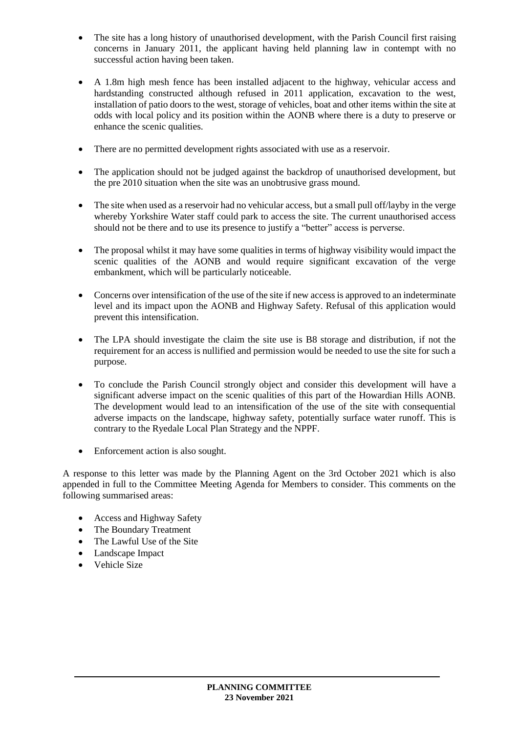- The site has a long history of unauthorised development, with the Parish Council first raising concerns in January 2011, the applicant having held planning law in contempt with no successful action having been taken.

- A 1.8m high mesh fence has been installed adjacent to the highway, vehicular access and hardstanding constructed although refused in 2011 application, excavation to the west, installation of patio doors to the west, storage of vehicles, boat and other items within the site at odds with local policy and its position within the AONB where there is a duty to preserve or enhance the scenic qualities.

- There are no permitted development rights associated with use as a reservoir.

- The application should not be judged against the backdrop of unauthorised development, but the pre 2010 situation when the site was an unobtrusive grass mound.

- The site when used as a reservoir had no vehicular access, but a small pull off/layby in the verge whereby Yorkshire Water staff could park to access the site. The current unauthorised access should not be there and to use its presence to justify a "better" access is perverse.

- The proposal whilst it may have some qualities in terms of highway visibility would impact the scenic qualities of the AONB and would require significant excavation of the verge embankment, which will be particularly noticeable.

- Concerns over intensification of the use of the site if new access is approved to an indeterminate level and its impact upon the AONB and Highway Safety. Refusal of this application would prevent this intensification.

- The LPA should investigate the claim the site use is B8 storage and distribution, if not the requirement for an access is nullified and permission would be needed to use the site for such a purpose.

- To conclude the Parish Council strongly object and consider this development will have a significant adverse impact on the scenic qualities of this part of the Howardian Hills AONB. The development would lead to an intensification of the use of the site with consequential adverse impacts on the landscape, highway safety, potentially surface water runoff. This is contrary to the Ryedale Local Plan Strategy and the NPPF.

- Enforcement action is also sought.

A response to this letter was made by the Planning Agent on the 3rd October 2021 which is also appended in full to the Committee Meeting Agenda for Members to consider. This comments on the following summarised areas:

- Access and Highway Safety
- The Boundary Treatment
- The Lawful Use of the Site
- Landscape Impact
- Vehicle Size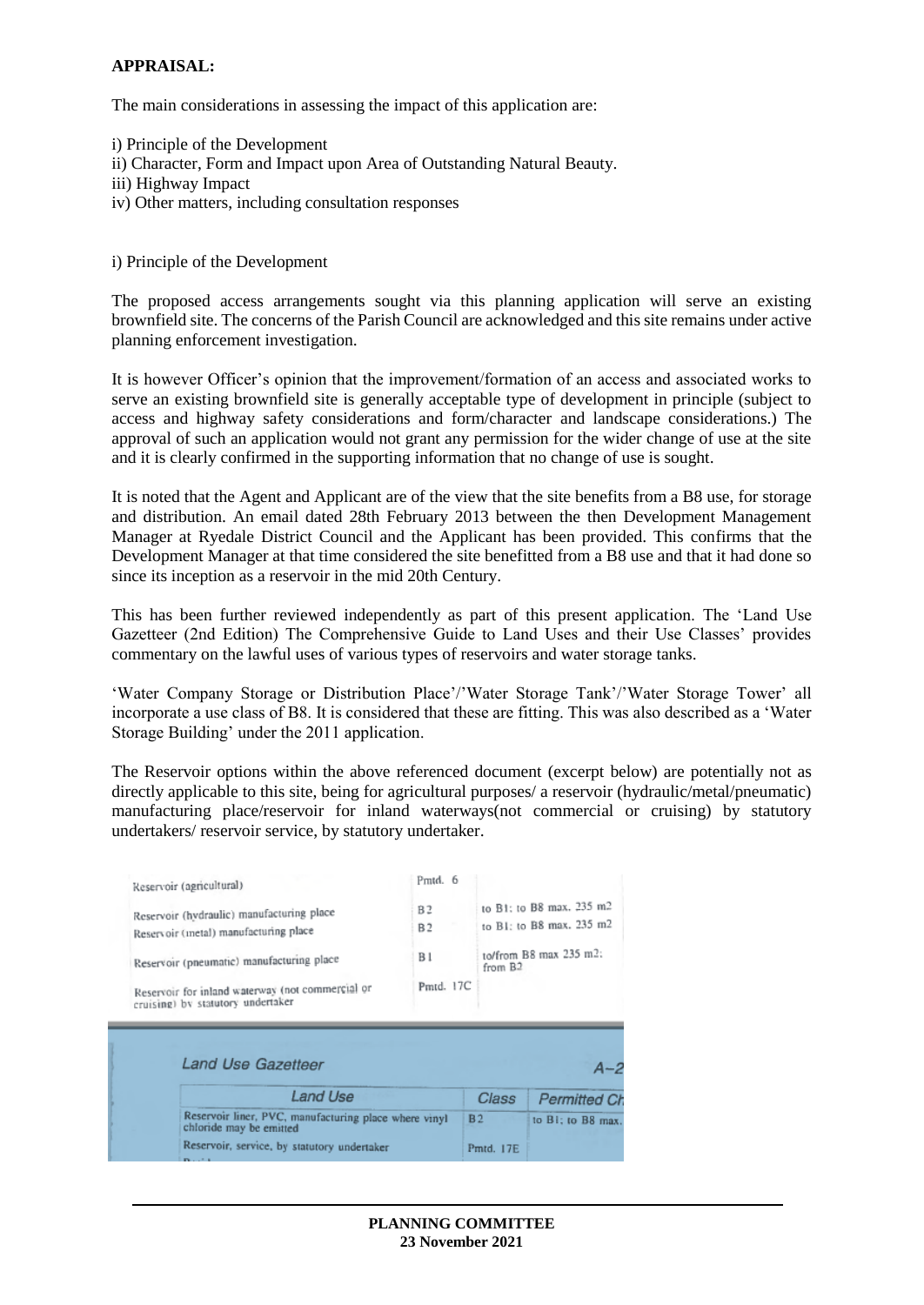**APPRAISAL:**

The main considerations in assessing the impact of this application are:

i) Principle of the Development
ii) Character, Form and Impact upon Area of Outstanding Natural Beauty.
iii) Highway Impact
iv) Other matters, including consultation responses

i) Principle of the Development

The proposed access arrangements sought via this planning application will serve an existing brownfield site. The concerns of the Parish Council are acknowledged and this site remains under active planning enforcement investigation.

It is however Officer's opinion that the improvement/formation of an access and associated works to serve an existing brownfield site is generally acceptable type of development in principle (subject to access and highway safety considerations and form/character and landscape considerations.) The approval of such an application would not grant any permission for the wider change of use at the site and it is clearly confirmed in the supporting information that no change of use is sought.

It is noted that the Agent and Applicant are of the view that the site benefits from a B8 use, for storage and distribution. An email dated 28th February 2013 between the then Development Management Manager at Ryedale District Council and the Applicant has been provided. This confirms that the Development Manager at that time considered the site benefitted from a B8 use and that it had done so since its inception as a reservoir in the mid 20th Century.

This has been further reviewed independently as part of this present application. The 'Land Use Gazetteer (2nd Edition) The Comprehensive Guide to Land Uses and their Use Classes' provides commentary on the lawful uses of various types of reservoirs and water storage tanks.

'Water Company Storage or Distribution Place'/'Water Storage Tank'/'Water Storage Tower' all incorporate a use class of B8. It is considered that these are fitting. This was also described as a 'Water Storage Building' under the 2011 application.

The Reservoir options within the above referenced document (excerpt below) are potentially not as directly applicable to this site, being for agricultural purposes/ a reservoir (hydraulic/metal/pneumatic) manufacturing place/reservoir for inland waterways(not commercial or cruising) by statutory undertakers/ reservoir service, by statutory undertaker.

Land Use Gazetteer A–2

| Land Use | Class | Permitted Ch |
| --- | --- | --- |
| Reservoir (agricultural) | Pmtd. 6 | |
| Reservoir (hydraulic) manufacturing place | B2 | to B1; to B8 max. 235 m2 |
| Reservoir (metal) manufacturing place | B2 | to B1; to B8 max. 235 m2 |
| Reservoir (pneumatic) manufacturing place | B1 | to/from B8 max 235 m2; from B2 |
| Reservoir for inland waterway (not commercial or cruising) by statutory undertaker | Pmtd. 17C | |
| Reservoir liner, PVC, manufacturing place where vinyl chloride may be emitted | B2 | to B1; to B8 max. |
| Reservoir, service, by statutory undertaker | Pmtd. 17E | |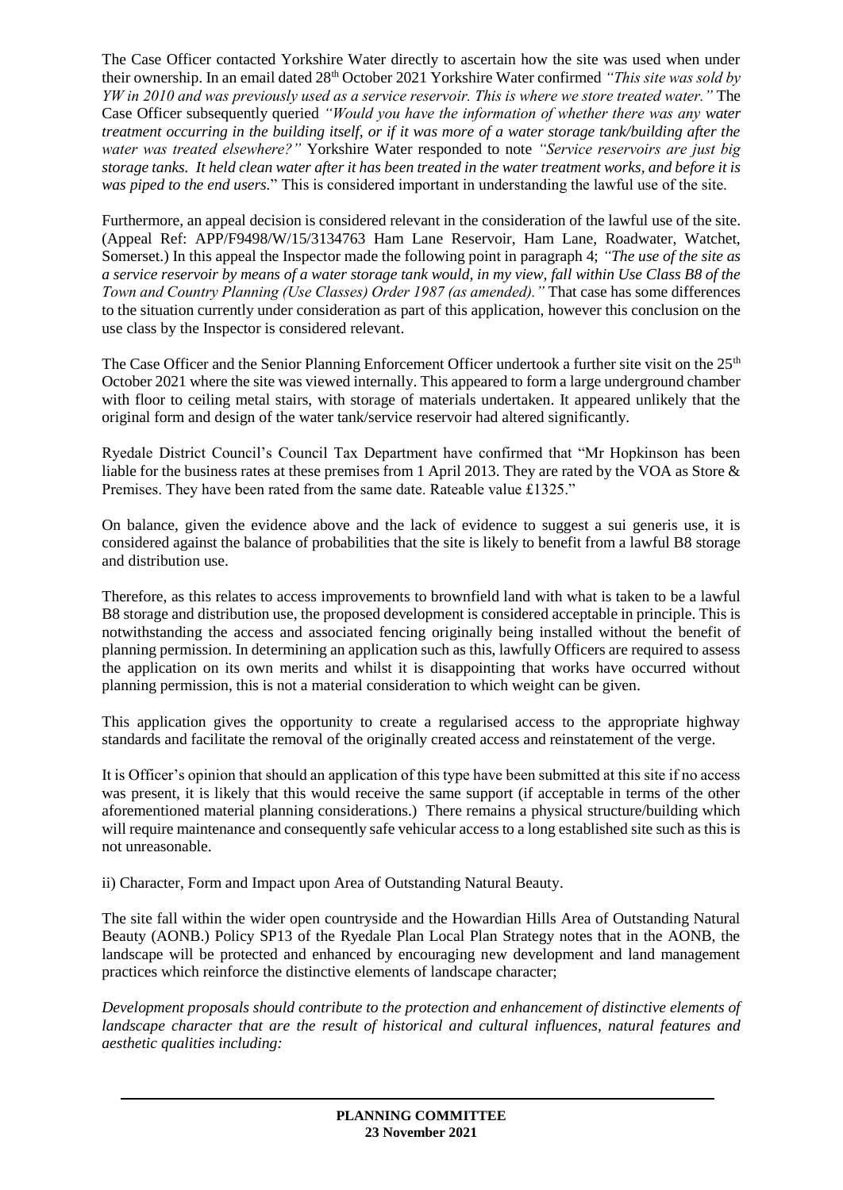The Case Officer contacted Yorkshire Water directly to ascertain how the site was used when under their ownership. In an email dated 28th October 2021 Yorkshire Water confirmed *"This site was sold by YW in 2010 and was previously used as a service reservoir. This is where we store treated water."* The Case Officer subsequently queried *"Would you have the information of whether there was any water treatment occurring in the building itself, or if it was more of a water storage tank/building after the water was treated elsewhere?"* Yorkshire Water responded to note *"Service reservoirs are just big storage tanks. It held clean water after it has been treated in the water treatment works, and before it is was piped to the end users.*" This is considered important in understanding the lawful use of the site.

Furthermore, an appeal decision is considered relevant in the consideration of the lawful use of the site. (Appeal Ref: APP/F9498/W/15/3134763 Ham Lane Reservoir, Ham Lane, Roadwater, Watchet, Somerset.) In this appeal the Inspector made the following point in paragraph 4; *"The use of the site as a service reservoir by means of a water storage tank would, in my view, fall within Use Class B8 of the Town and Country Planning (Use Classes) Order 1987 (as amended)."* That case has some differences to the situation currently under consideration as part of this application, however this conclusion on the use class by the Inspector is considered relevant.

The Case Officer and the Senior Planning Enforcement Officer undertook a further site visit on the 25th October 2021 where the site was viewed internally. This appeared to form a large underground chamber with floor to ceiling metal stairs, with storage of materials undertaken. It appeared unlikely that the original form and design of the water tank/service reservoir had altered significantly.

Ryedale District Council's Council Tax Department have confirmed that "Mr Hopkinson has been liable for the business rates at these premises from 1 April 2013. They are rated by the VOA as Store & Premises. They have been rated from the same date. Rateable value £1325."

On balance, given the evidence above and the lack of evidence to suggest a sui generis use, it is considered against the balance of probabilities that the site is likely to benefit from a lawful B8 storage and distribution use.

Therefore, as this relates to access improvements to brownfield land with what is taken to be a lawful B8 storage and distribution use, the proposed development is considered acceptable in principle. This is notwithstanding the access and associated fencing originally being installed without the benefit of planning permission. In determining an application such as this, lawfully Officers are required to assess the application on its own merits and whilst it is disappointing that works have occurred without planning permission, this is not a material consideration to which weight can be given.

This application gives the opportunity to create a regularised access to the appropriate highway standards and facilitate the removal of the originally created access and reinstatement of the verge.

It is Officer's opinion that should an application of this type have been submitted at this site if no access was present, it is likely that this would receive the same support (if acceptable in terms of the other aforementioned material planning considerations.) There remains a physical structure/building which will require maintenance and consequently safe vehicular access to a long established site such as this is not unreasonable.

ii) Character, Form and Impact upon Area of Outstanding Natural Beauty.

The site fall within the wider open countryside and the Howardian Hills Area of Outstanding Natural Beauty (AONB.) Policy SP13 of the Ryedale Plan Local Plan Strategy notes that in the AONB, the landscape will be protected and enhanced by encouraging new development and land management practices which reinforce the distinctive elements of landscape character;

*Development proposals should contribute to the protection and enhancement of distinctive elements of landscape character that are the result of historical and cultural influences, natural features and aesthetic qualities including:*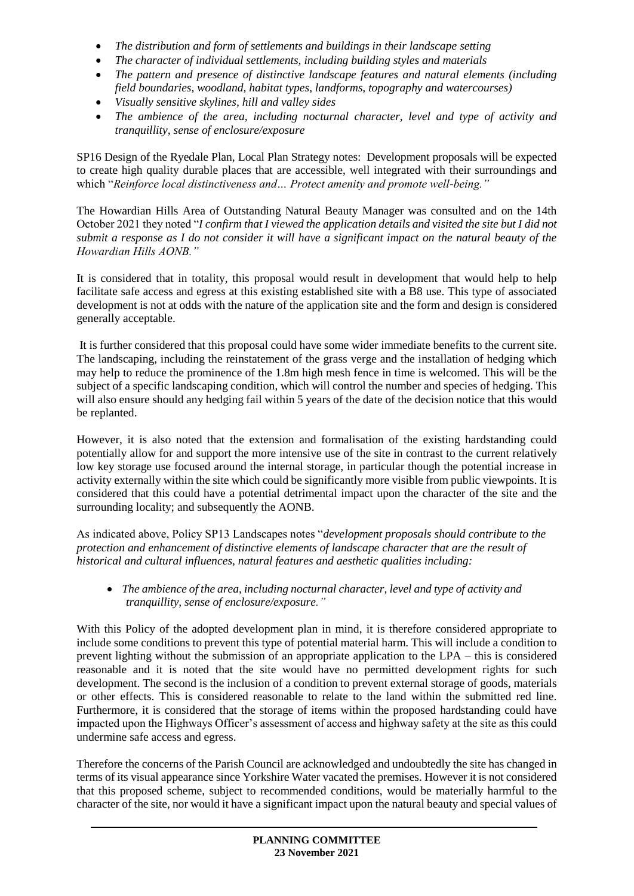- *The distribution and form of settlements and buildings in their landscape setting*
- *The character of individual settlements, including building styles and materials*
- *The pattern and presence of distinctive landscape features and natural elements (including field boundaries, woodland, habitat types, landforms, topography and watercourses)*
- *Visually sensitive skylines, hill and valley sides*
- *The ambience of the area, including nocturnal character, level and type of activity and tranquillity, sense of enclosure/exposure*

SP16 Design of the Ryedale Plan, Local Plan Strategy notes: Development proposals will be expected to create high quality durable places that are accessible, well integrated with their surroundings and which "*Reinforce local distinctiveness and… Protect amenity and promote well-being.*"

The Howardian Hills Area of Outstanding Natural Beauty Manager was consulted and on the 14th October 2021 they noted "*I confirm that I viewed the application details and visited the site but I did not submit a response as I do not consider it will have a significant impact on the natural beauty of the Howardian Hills AONB.*"

It is considered that in totality, this proposal would result in development that would help to help facilitate safe access and egress at this existing established site with a B8 use. This type of associated development is not at odds with the nature of the application site and the form and design is considered generally acceptable.

It is further considered that this proposal could have some wider immediate benefits to the current site. The landscaping, including the reinstatement of the grass verge and the installation of hedging which may help to reduce the prominence of the 1.8m high mesh fence in time is welcomed. This will be the subject of a specific landscaping condition, which will control the number and species of hedging. This will also ensure should any hedging fail within 5 years of the date of the decision notice that this would be replanted.

However, it is also noted that the extension and formalisation of the existing hardstanding could potentially allow for and support the more intensive use of the site in contrast to the current relatively low key storage use focused around the internal storage, in particular though the potential increase in activity externally within the site which could be significantly more visible from public viewpoints. It is considered that this could have a potential detrimental impact upon the character of the site and the surrounding locality; and subsequently the AONB.

As indicated above, Policy SP13 Landscapes notes "*development proposals should contribute to the protection and enhancement of distinctive elements of landscape character that are the result of historical and cultural influences, natural features and aesthetic qualities including:*

- *The ambience of the area, including nocturnal character, level and type of activity and tranquillity, sense of enclosure/exposure.*"

With this Policy of the adopted development plan in mind, it is therefore considered appropriate to include some conditions to prevent this type of potential material harm. This will include a condition to prevent lighting without the submission of an appropriate application to the LPA – this is considered reasonable and it is noted that the site would have no permitted development rights for such development. The second is the inclusion of a condition to prevent external storage of goods, materials or other effects. This is considered reasonable to relate to the land within the submitted red line. Furthermore, it is considered that the storage of items within the proposed hardstanding could have impacted upon the Highways Officer's assessment of access and highway safety at the site as this could undermine safe access and egress.

Therefore the concerns of the Parish Council are acknowledged and undoubtedly the site has changed in terms of its visual appearance since Yorkshire Water vacated the premises. However it is not considered that this proposed scheme, subject to recommended conditions, would be materially harmful to the character of the site, nor would it have a significant impact upon the natural beauty and special values of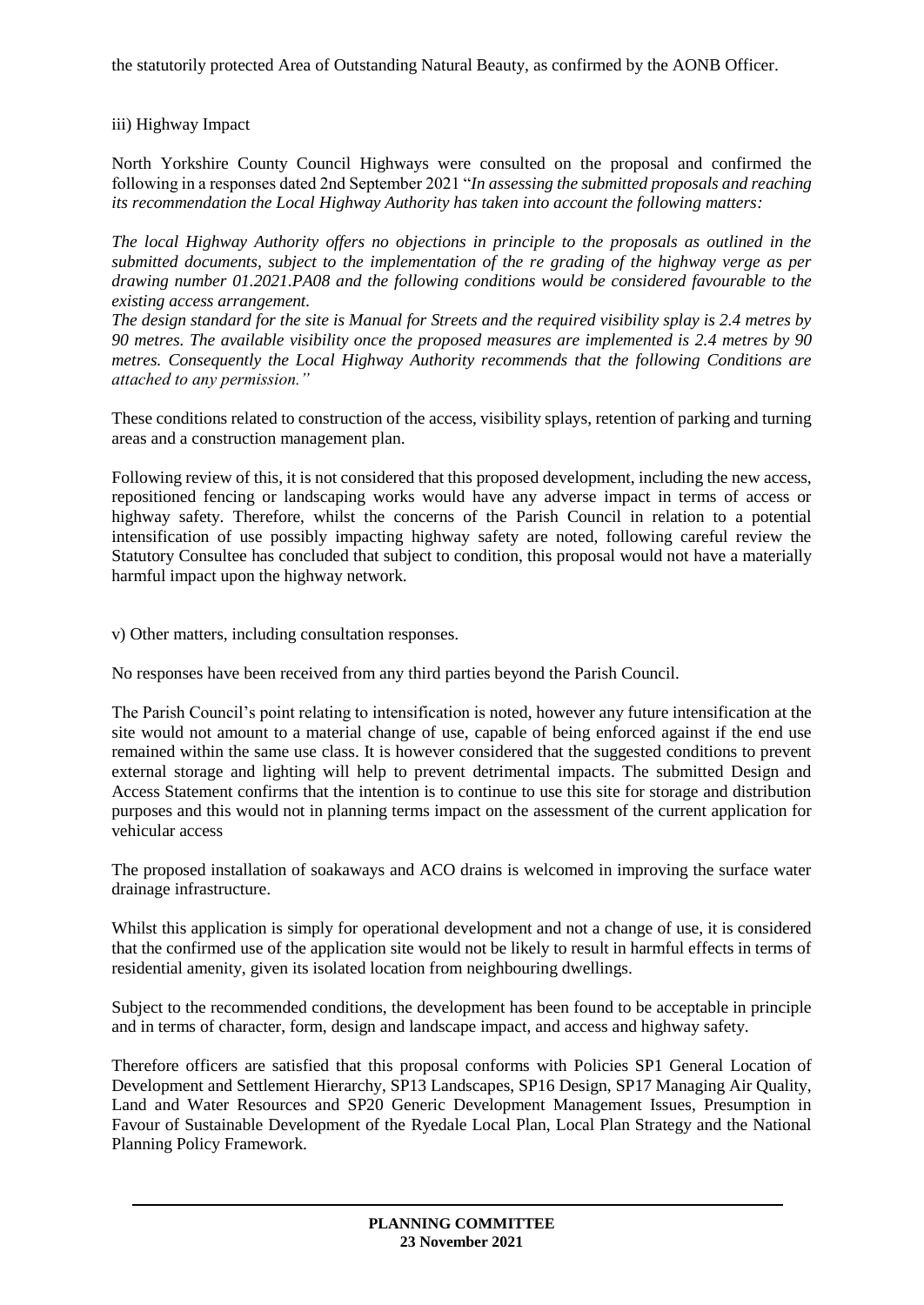the statutorily protected Area of Outstanding Natural Beauty, as confirmed by the AONB Officer.

iii) Highway Impact

North Yorkshire County Council Highways were consulted on the proposal and confirmed the following in a responses dated 2nd September 2021 "*In assessing the submitted proposals and reaching its recommendation the Local Highway Authority has taken into account the following matters:*

*The local Highway Authority offers no objections in principle to the proposals as outlined in the submitted documents, subject to the implementation of the re grading of the highway verge as per drawing number 01.2021.PA08 and the following conditions would be considered favourable to the existing access arrangement.*

*The design standard for the site is Manual for Streets and the required visibility splay is 2.4 metres by 90 metres. The available visibility once the proposed measures are implemented is 2.4 metres by 90 metres. Consequently the Local Highway Authority recommends that the following Conditions are attached to any permission."*

These conditions related to construction of the access, visibility splays, retention of parking and turning areas and a construction management plan.

Following review of this, it is not considered that this proposed development, including the new access, repositioned fencing or landscaping works would have any adverse impact in terms of access or highway safety. Therefore, whilst the concerns of the Parish Council in relation to a potential intensification of use possibly impacting highway safety are noted, following careful review the Statutory Consultee has concluded that subject to condition, this proposal would not have a materially harmful impact upon the highway network.

v) Other matters, including consultation responses.

No responses have been received from any third parties beyond the Parish Council.

The Parish Council's point relating to intensification is noted, however any future intensification at the site would not amount to a material change of use, capable of being enforced against if the end use remained within the same use class. It is however considered that the suggested conditions to prevent external storage and lighting will help to prevent detrimental impacts. The submitted Design and Access Statement confirms that the intention is to continue to use this site for storage and distribution purposes and this would not in planning terms impact on the assessment of the current application for vehicular access

The proposed installation of soakaways and ACO drains is welcomed in improving the surface water drainage infrastructure.

Whilst this application is simply for operational development and not a change of use, it is considered that the confirmed use of the application site would not be likely to result in harmful effects in terms of residential amenity, given its isolated location from neighbouring dwellings.

Subject to the recommended conditions, the development has been found to be acceptable in principle and in terms of character, form, design and landscape impact, and access and highway safety.

Therefore officers are satisfied that this proposal conforms with Policies SP1 General Location of Development and Settlement Hierarchy, SP13 Landscapes, SP16 Design, SP17 Managing Air Quality, Land and Water Resources and SP20 Generic Development Management Issues, Presumption in Favour of Sustainable Development of the Ryedale Local Plan, Local Plan Strategy and the National Planning Policy Framework.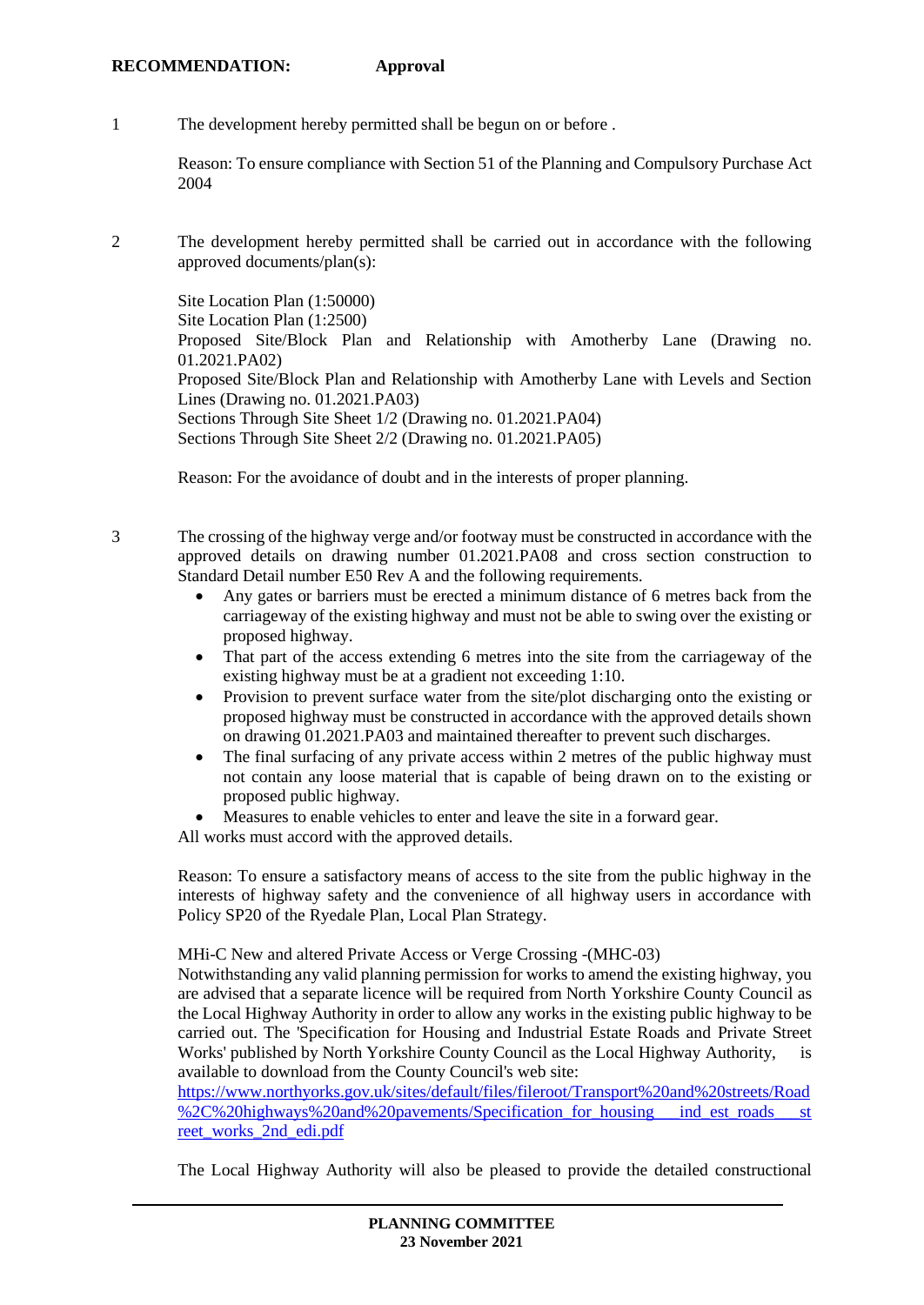**RECOMMENDATION: Approval**

1 The development hereby permitted shall be begun on or before .

Reason: To ensure compliance with Section 51 of the Planning and Compulsory Purchase Act 2004

2 The development hereby permitted shall be carried out in accordance with the following approved documents/plan(s):

Site Location Plan (1:50000)
Site Location Plan (1:2500)
Proposed Site/Block Plan and Relationship with Amotherby Lane (Drawing no. 01.2021.PA02)
Proposed Site/Block Plan and Relationship with Amotherby Lane with Levels and Section Lines (Drawing no. 01.2021.PA03)
Sections Through Site Sheet 1/2 (Drawing no. 01.2021.PA04)
Sections Through Site Sheet 2/2 (Drawing no. 01.2021.PA05)

Reason: For the avoidance of doubt and in the interests of proper planning.

3 The crossing of the highway verge and/or footway must be constructed in accordance with the approved details on drawing number 01.2021.PA08 and cross section construction to Standard Detail number E50 Rev A and the following requirements.

- Any gates or barriers must be erected a minimum distance of 6 metres back from the carriageway of the existing highway and must not be able to swing over the existing or proposed highway.
- That part of the access extending 6 metres into the site from the carriageway of the existing highway must be at a gradient not exceeding 1:10.
- Provision to prevent surface water from the site/plot discharging onto the existing or proposed highway must be constructed in accordance with the approved details shown on drawing 01.2021.PA03 and maintained thereafter to prevent such discharges.
- The final surfacing of any private access within 2 metres of the public highway must not contain any loose material that is capable of being drawn on to the existing or proposed public highway.
- Measures to enable vehicles to enter and leave the site in a forward gear.

All works must accord with the approved details.

Reason: To ensure a satisfactory means of access to the site from the public highway in the interests of highway safety and the convenience of all highway users in accordance with Policy SP20 of the Ryedale Plan, Local Plan Strategy.

MHi-C New and altered Private Access or Verge Crossing -(MHC-03)
Notwithstanding any valid planning permission for works to amend the existing highway, you are advised that a separate licence will be required from North Yorkshire County Council as the Local Highway Authority in order to allow any works in the existing public highway to be carried out. The 'Specification for Housing and Industrial Estate Roads and Private Street Works' published by North Yorkshire County Council as the Local Highway Authority, is available to download from the County Council's web site:
https://www.northyorks.gov.uk/sites/default/files/fileroot/Transport%20and%20streets/Road%2C%20highways%20and%20pavements/Specification_for_housing___ind_est_roads___street_works_2nd_edi.pdf

The Local Highway Authority will also be pleased to provide the detailed constructional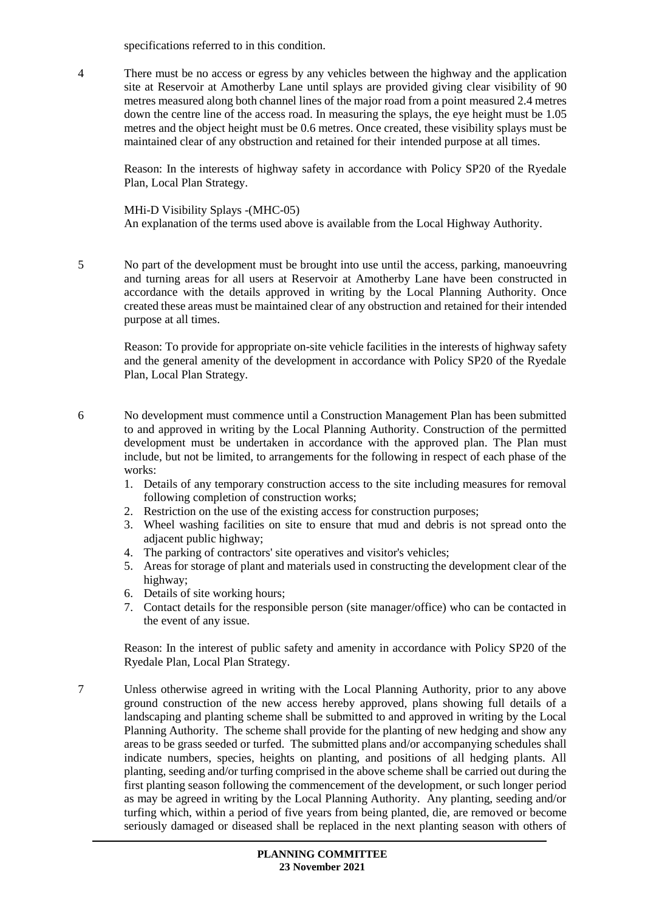specifications referred to in this condition.

4 There must be no access or egress by any vehicles between the highway and the application site at Reservoir at Amotherby Lane until splays are provided giving clear visibility of 90 metres measured along both channel lines of the major road from a point measured 2.4 metres down the centre line of the access road. In measuring the splays, the eye height must be 1.05 metres and the object height must be 0.6 metres. Once created, these visibility splays must be maintained clear of any obstruction and retained for their intended purpose at all times.

Reason: In the interests of highway safety in accordance with Policy SP20 of the Ryedale Plan, Local Plan Strategy.

MHi-D Visibility Splays -(MHC-05)
An explanation of the terms used above is available from the Local Highway Authority.

5 No part of the development must be brought into use until the access, parking, manoeuvring and turning areas for all users at Reservoir at Amotherby Lane have been constructed in accordance with the details approved in writing by the Local Planning Authority. Once created these areas must be maintained clear of any obstruction and retained for their intended purpose at all times.

Reason: To provide for appropriate on-site vehicle facilities in the interests of highway safety and the general amenity of the development in accordance with Policy SP20 of the Ryedale Plan, Local Plan Strategy.

6 No development must commence until a Construction Management Plan has been submitted to and approved in writing by the Local Planning Authority. Construction of the permitted development must be undertaken in accordance with the approved plan. The Plan must include, but not be limited, to arrangements for the following in respect of each phase of the works:

1. Details of any temporary construction access to the site including measures for removal following completion of construction works;
2. Restriction on the use of the existing access for construction purposes;
3. Wheel washing facilities on site to ensure that mud and debris is not spread onto the adjacent public highway;
4. The parking of contractors' site operatives and visitor's vehicles;
5. Areas for storage of plant and materials used in constructing the development clear of the highway;
6. Details of site working hours;
7. Contact details for the responsible person (site manager/office) who can be contacted in the event of any issue.

Reason: In the interest of public safety and amenity in accordance with Policy SP20 of the Ryedale Plan, Local Plan Strategy.

7 Unless otherwise agreed in writing with the Local Planning Authority, prior to any above ground construction of the new access hereby approved, plans showing full details of a landscaping and planting scheme shall be submitted to and approved in writing by the Local Planning Authority. The scheme shall provide for the planting of new hedging and show any areas to be grass seeded or turfed. The submitted plans and/or accompanying schedules shall indicate numbers, species, heights on planting, and positions of all hedging plants. All planting, seeding and/or turfing comprised in the above scheme shall be carried out during the first planting season following the commencement of the development, or such longer period as may be agreed in writing by the Local Planning Authority. Any planting, seeding and/or turfing which, within a period of five years from being planted, die, are removed or become seriously damaged or diseased shall be replaced in the next planting season with others of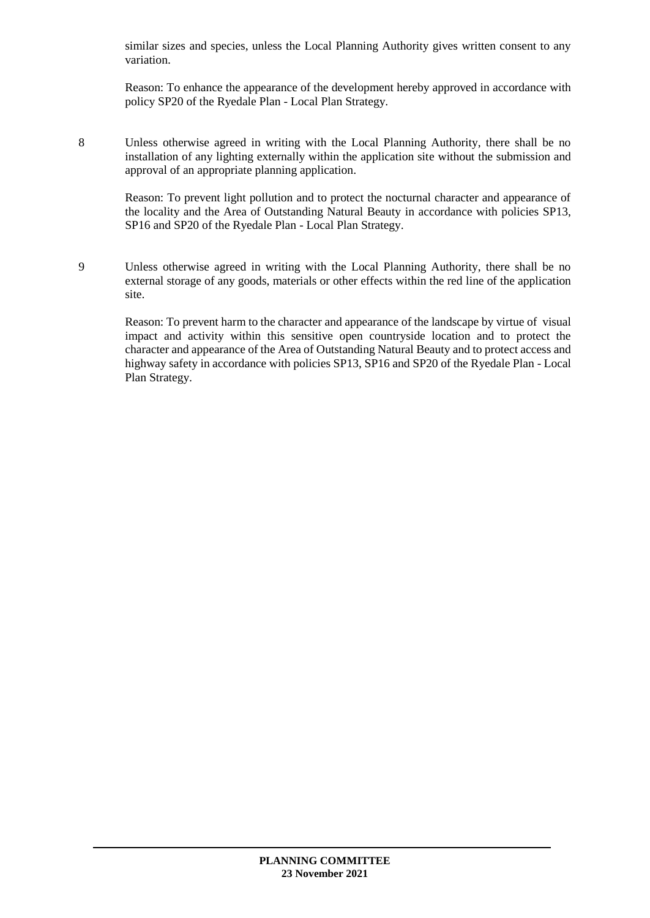similar sizes and species, unless the Local Planning Authority gives written consent to any variation.

Reason: To enhance the appearance of the development hereby approved in accordance with policy SP20 of the Ryedale Plan - Local Plan Strategy.

8 Unless otherwise agreed in writing with the Local Planning Authority, there shall be no installation of any lighting externally within the application site without the submission and approval of an appropriate planning application.

Reason: To prevent light pollution and to protect the nocturnal character and appearance of the locality and the Area of Outstanding Natural Beauty in accordance with policies SP13, SP16 and SP20 of the Ryedale Plan - Local Plan Strategy.

9 Unless otherwise agreed in writing with the Local Planning Authority, there shall be no external storage of any goods, materials or other effects within the red line of the application site.

Reason: To prevent harm to the character and appearance of the landscape by virtue of visual impact and activity within this sensitive open countryside location and to protect the character and appearance of the Area of Outstanding Natural Beauty and to protect access and highway safety in accordance with policies SP13, SP16 and SP20 of the Ryedale Plan - Local Plan Strategy.